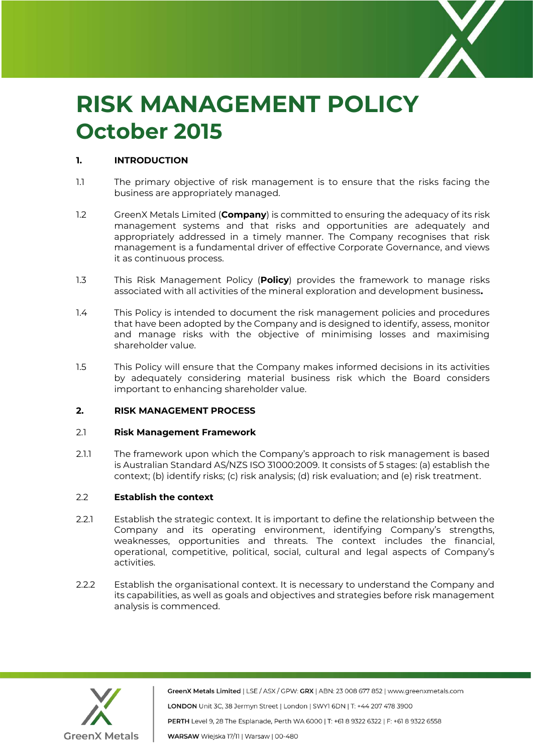# RISK MANAGEMENT POLICY
# October 2015

## 1. INTRODUCTION

1.1 The primary objective of risk management is to ensure that the risks facing the business are appropriately managed.

1.2 GreenX Metals Limited (**Company**) is committed to ensuring the adequacy of its risk management systems and that risks and opportunities are adequately and appropriately addressed in a timely manner. The Company recognises that risk management is a fundamental driver of effective Corporate Governance, and views it as continuous process.

1.3 This Risk Management Policy (**Policy**) provides the framework to manage risks associated with all activities of the mineral exploration and development business**.**

1.4 This Policy is intended to document the risk management policies and procedures that have been adopted by the Company and is designed to identify, assess, monitor and manage risks with the objective of minimising losses and maximising shareholder value.

1.5 This Policy will ensure that the Company makes informed decisions in its activities by adequately considering material business risk which the Board considers important to enhancing shareholder value.

## 2. RISK MANAGEMENT PROCESS

### 2.1 Risk Management Framework

2.1.1 The framework upon which the Company's approach to risk management is based is Australian Standard AS/NZS ISO 31000:2009. It consists of 5 stages: (a) establish the context; (b) identify risks; (c) risk analysis; (d) risk evaluation; and (e) risk treatment.

### 2.2 Establish the context

2.2.1 Establish the strategic context. It is important to define the relationship between the Company and its operating environment, identifying Company's strengths, weaknesses, opportunities and threats. The context includes the financial, operational, competitive, political, social, cultural and legal aspects of Company's activities.

2.2.2 Establish the organisational context. It is necessary to understand the Company and its capabilities, as well as goals and objectives and strategies before risk management analysis is commenced.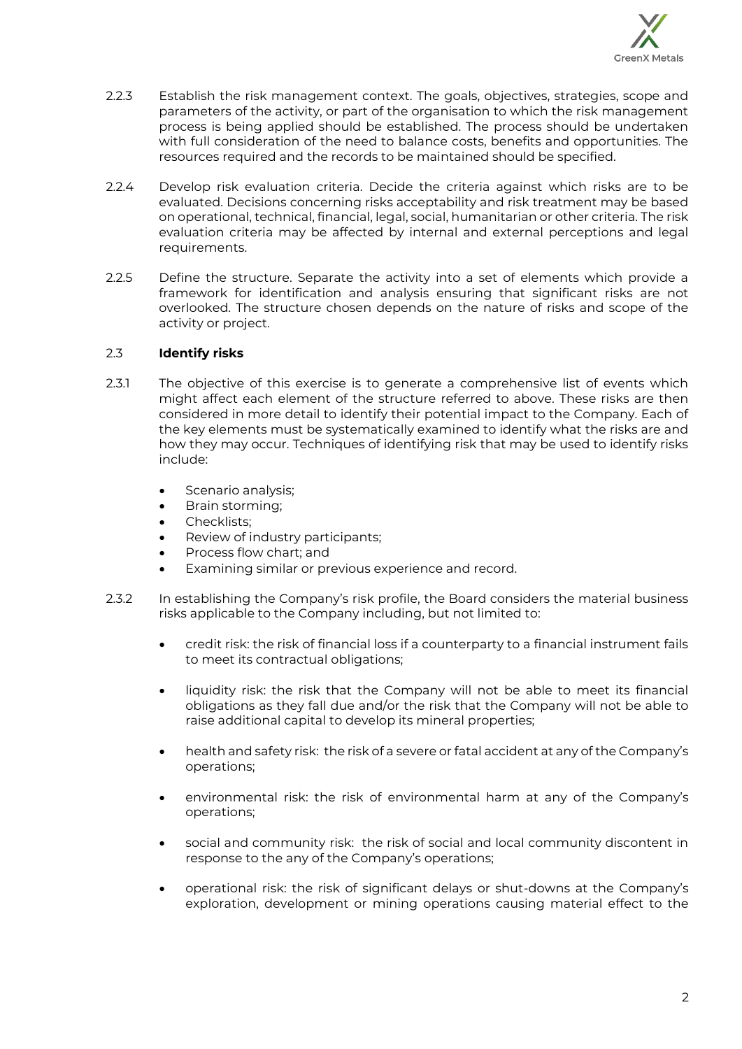2.2.3 Establish the risk management context. The goals, objectives, strategies, scope and parameters of the activity, or part of the organisation to which the risk management process is being applied should be established. The process should be undertaken with full consideration of the need to balance costs, benefits and opportunities. The resources required and the records to be maintained should be specified.

2.2.4 Develop risk evaluation criteria. Decide the criteria against which risks are to be evaluated. Decisions concerning risks acceptability and risk treatment may be based on operational, technical, financial, legal, social, humanitarian or other criteria. The risk evaluation criteria may be affected by internal and external perceptions and legal requirements.

2.2.5 Define the structure. Separate the activity into a set of elements which provide a framework for identification and analysis ensuring that significant risks are not overlooked. The structure chosen depends on the nature of risks and scope of the activity or project.

### 2.3 **Identify risks**

2.3.1 The objective of this exercise is to generate a comprehensive list of events which might affect each element of the structure referred to above. These risks are then considered in more detail to identify their potential impact to the Company. Each of the key elements must be systematically examined to identify what the risks are and how they may occur. Techniques of identifying risk that may be used to identify risks include:

- Scenario analysis;
- Brain storming;
- Checklists;
- Review of industry participants;
- Process flow chart; and
- Examining similar or previous experience and record.

2.3.2 In establishing the Company's risk profile, the Board considers the material business risks applicable to the Company including, but not limited to:

- credit risk: the risk of financial loss if a counterparty to a financial instrument fails to meet its contractual obligations;
- liquidity risk: the risk that the Company will not be able to meet its financial obligations as they fall due and/or the risk that the Company will not be able to raise additional capital to develop its mineral properties;
- health and safety risk: the risk of a severe or fatal accident at any of the Company's operations;
- environmental risk: the risk of environmental harm at any of the Company's operations;
- social and community risk: the risk of social and local community discontent in response to the any of the Company's operations;
- operational risk: the risk of significant delays or shut-downs at the Company's exploration, development or mining operations causing material effect to the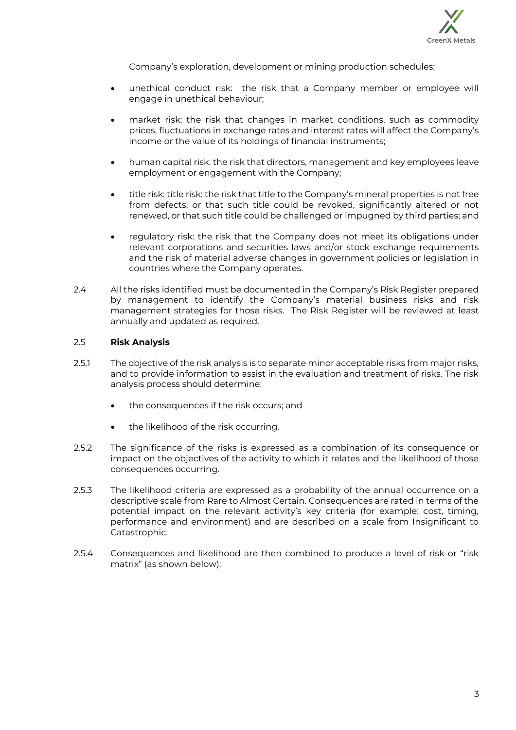Company's exploration, development or mining production schedules;

- unethical conduct risk: the risk that a Company member or employee will engage in unethical behaviour;
- market risk: the risk that changes in market conditions, such as commodity prices, fluctuations in exchange rates and interest rates will affect the Company's income or the value of its holdings of financial instruments;
- human capital risk: the risk that directors, management and key employees leave employment or engagement with the Company;
- title risk: title risk: the risk that title to the Company's mineral properties is not free from defects, or that such title could be revoked, significantly altered or not renewed, or that such title could be challenged or impugned by third parties; and
- regulatory risk: the risk that the Company does not meet its obligations under relevant corporations and securities laws and/or stock exchange requirements and the risk of material adverse changes in government policies or legislation in countries where the Company operates.

2.4 All the risks identified must be documented in the Company's Risk Register prepared by management to identify the Company's material business risks and risk management strategies for those risks. The Risk Register will be reviewed at least annually and updated as required.

2.5 **Risk Analysis**

2.5.1 The objective of the risk analysis is to separate minor acceptable risks from major risks, and to provide information to assist in the evaluation and treatment of risks. The risk analysis process should determine:

- the consequences if the risk occurs; and
- the likelihood of the risk occurring.

2.5.2 The significance of the risks is expressed as a combination of its consequence or impact on the objectives of the activity to which it relates and the likelihood of those consequences occurring.

2.5.3 The likelihood criteria are expressed as a probability of the annual occurrence on a descriptive scale from Rare to Almost Certain. Consequences are rated in terms of the potential impact on the relevant activity's key criteria (for example: cost, timing, performance and environment) and are described on a scale from Insignificant to Catastrophic.

2.5.4 Consequences and likelihood are then combined to produce a level of risk or "risk matrix" (as shown below):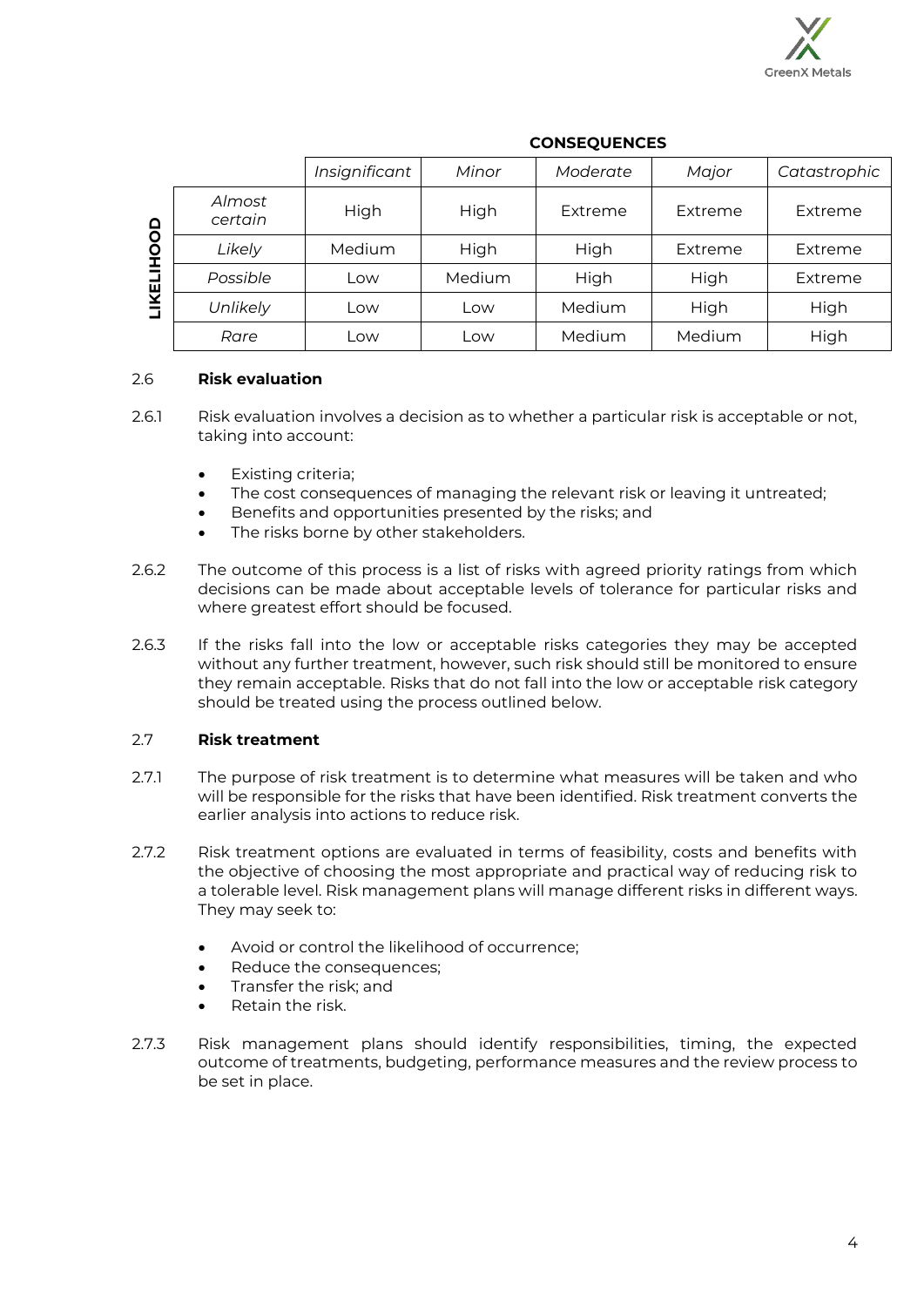|  |  | **CONSEQUENCES** |  |  |  |  |
|---|---|---|---|---|---|---|
|  |  | *Insignificant* | *Minor* | *Moderate* | *Major* | *Catastrophic* |
| **LIKELIHOOD** | *Almost certain* | High | High | Extreme | Extreme | Extreme |
|  | *Likely* | Medium | High | High | Extreme | Extreme |
|  | *Possible* | Low | Medium | High | High | Extreme |
|  | *Unlikely* | Low | Low | Medium | High | High |
|  | *Rare* | Low | Low | Medium | Medium | High |

### 2.6 Risk evaluation

2.6.1 Risk evaluation involves a decision as to whether a particular risk is acceptable or not, taking into account:

- Existing criteria;
- The cost consequences of managing the relevant risk or leaving it untreated;
- Benefits and opportunities presented by the risks; and
- The risks borne by other stakeholders.

2.6.2 The outcome of this process is a list of risks with agreed priority ratings from which decisions can be made about acceptable levels of tolerance for particular risks and where greatest effort should be focused.

2.6.3 If the risks fall into the low or acceptable risks categories they may be accepted without any further treatment, however, such risk should still be monitored to ensure they remain acceptable. Risks that do not fall into the low or acceptable risk category should be treated using the process outlined below.

### 2.7 Risk treatment

2.7.1 The purpose of risk treatment is to determine what measures will be taken and who will be responsible for the risks that have been identified. Risk treatment converts the earlier analysis into actions to reduce risk.

2.7.2 Risk treatment options are evaluated in terms of feasibility, costs and benefits with the objective of choosing the most appropriate and practical way of reducing risk to a tolerable level. Risk management plans will manage different risks in different ways. They may seek to:

- Avoid or control the likelihood of occurrence;
- Reduce the consequences;
- Transfer the risk; and
- Retain the risk.

2.7.3 Risk management plans should identify responsibilities, timing, the expected outcome of treatments, budgeting, performance measures and the review process to be set in place.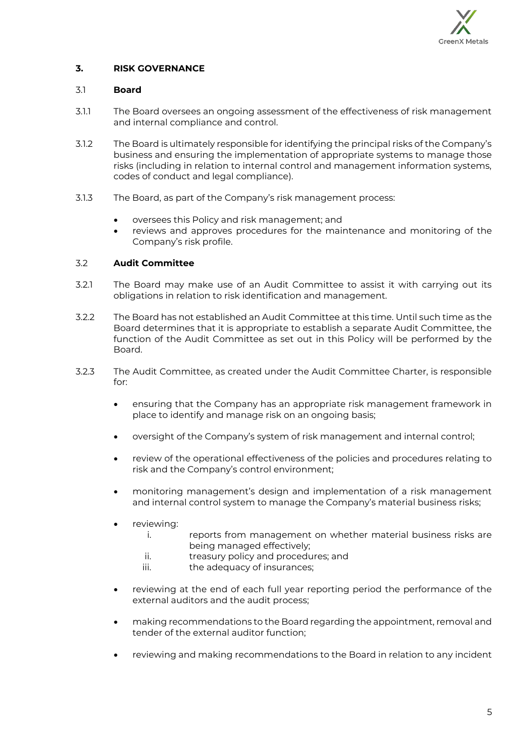## 3. RISK GOVERNANCE

### 3.1 Board

3.1.1 The Board oversees an ongoing assessment of the effectiveness of risk management and internal compliance and control.

3.1.2 The Board is ultimately responsible for identifying the principal risks of the Company's business and ensuring the implementation of appropriate systems to manage those risks (including in relation to internal control and management information systems, codes of conduct and legal compliance).

3.1.3 The Board, as part of the Company's risk management process:

- oversees this Policy and risk management; and
- reviews and approves procedures for the maintenance and monitoring of the Company's risk profile.

### 3.2 Audit Committee

3.2.1 The Board may make use of an Audit Committee to assist it with carrying out its obligations in relation to risk identification and management.

3.2.2 The Board has not established an Audit Committee at this time. Until such time as the Board determines that it is appropriate to establish a separate Audit Committee, the function of the Audit Committee as set out in this Policy will be performed by the Board.

3.2.3 The Audit Committee, as created under the Audit Committee Charter, is responsible for:

- ensuring that the Company has an appropriate risk management framework in place to identify and manage risk on an ongoing basis;
- oversight of the Company's system of risk management and internal control;
- review of the operational effectiveness of the policies and procedures relating to risk and the Company's control environment;
- monitoring management's design and implementation of a risk management and internal control system to manage the Company's material business risks;
- reviewing:
  - i. reports from management on whether material business risks are being managed effectively;
  - ii. treasury policy and procedures; and
  - iii. the adequacy of insurances;
- reviewing at the end of each full year reporting period the performance of the external auditors and the audit process;
- making recommendations to the Board regarding the appointment, removal and tender of the external auditor function;
- reviewing and making recommendations to the Board in relation to any incident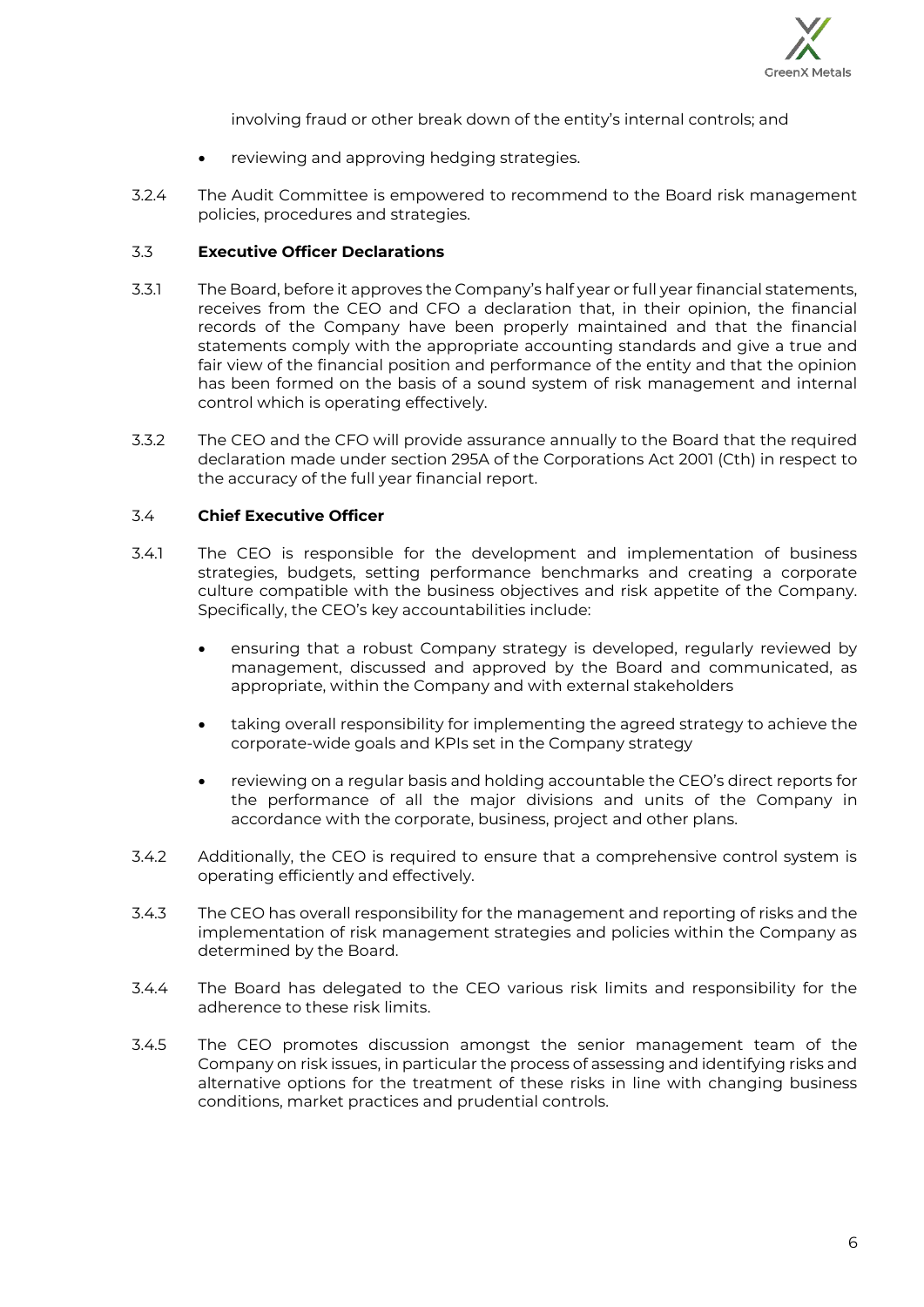involving fraud or other break down of the entity's internal controls; and

- reviewing and approving hedging strategies.

3.2.4 The Audit Committee is empowered to recommend to the Board risk management policies, procedures and strategies.

### 3.3 Executive Officer Declarations

3.3.1 The Board, before it approves the Company's half year or full year financial statements, receives from the CEO and CFO a declaration that, in their opinion, the financial records of the Company have been properly maintained and that the financial statements comply with the appropriate accounting standards and give a true and fair view of the financial position and performance of the entity and that the opinion has been formed on the basis of a sound system of risk management and internal control which is operating effectively.

3.3.2 The CEO and the CFO will provide assurance annually to the Board that the required declaration made under section 295A of the Corporations Act 2001 (Cth) in respect to the accuracy of the full year financial report.

### 3.4 Chief Executive Officer

3.4.1 The CEO is responsible for the development and implementation of business strategies, budgets, setting performance benchmarks and creating a corporate culture compatible with the business objectives and risk appetite of the Company. Specifically, the CEO's key accountabilities include:

- ensuring that a robust Company strategy is developed, regularly reviewed by management, discussed and approved by the Board and communicated, as appropriate, within the Company and with external stakeholders
- taking overall responsibility for implementing the agreed strategy to achieve the corporate-wide goals and KPIs set in the Company strategy
- reviewing on a regular basis and holding accountable the CEO's direct reports for the performance of all the major divisions and units of the Company in accordance with the corporate, business, project and other plans.

3.4.2 Additionally, the CEO is required to ensure that a comprehensive control system is operating efficiently and effectively.

3.4.3 The CEO has overall responsibility for the management and reporting of risks and the implementation of risk management strategies and policies within the Company as determined by the Board.

3.4.4 The Board has delegated to the CEO various risk limits and responsibility for the adherence to these risk limits.

3.4.5 The CEO promotes discussion amongst the senior management team of the Company on risk issues, in particular the process of assessing and identifying risks and alternative options for the treatment of these risks in line with changing business conditions, market practices and prudential controls.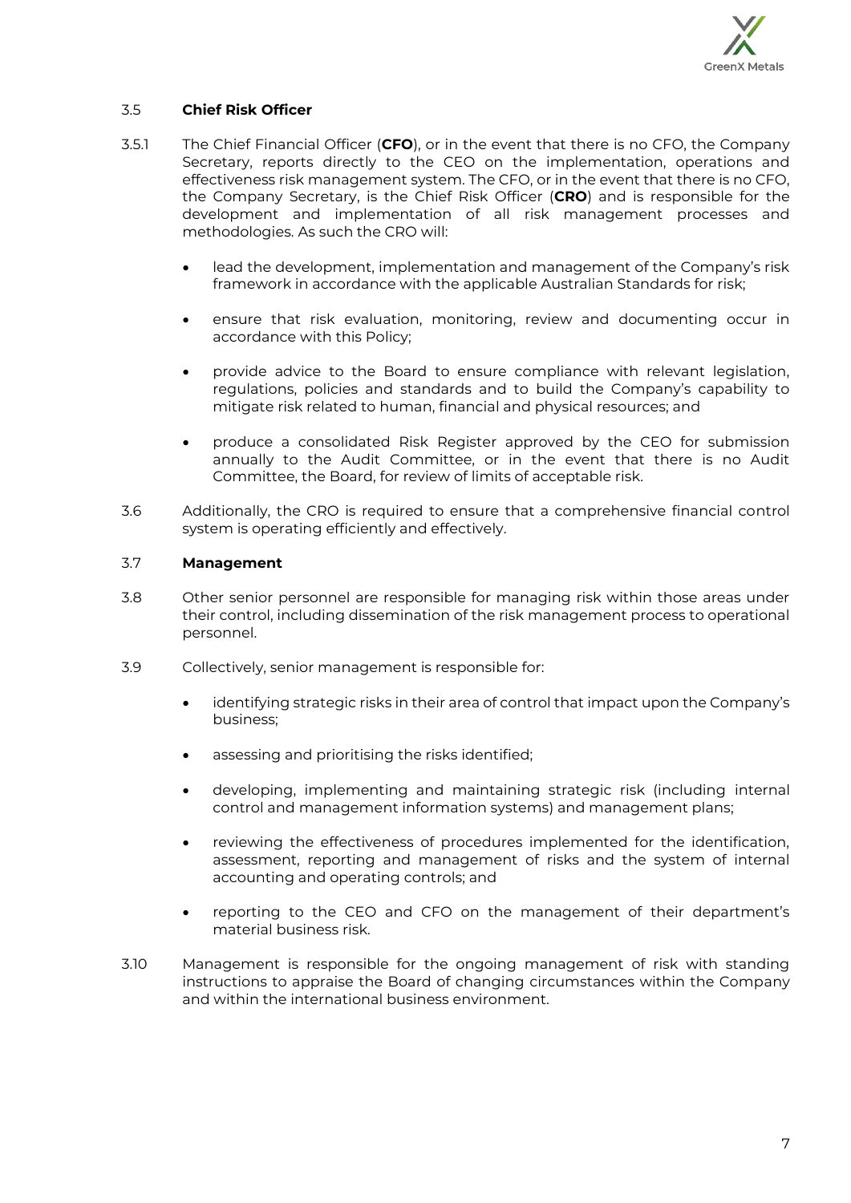### 3.5 **Chief Risk Officer**

3.5.1 The Chief Financial Officer (**CFO**), or in the event that there is no CFO, the Company Secretary, reports directly to the CEO on the implementation, operations and effectiveness risk management system. The CFO, or in the event that there is no CFO, the Company Secretary, is the Chief Risk Officer (**CRO**) and is responsible for the development and implementation of all risk management processes and methodologies. As such the CRO will:

- lead the development, implementation and management of the Company's risk framework in accordance with the applicable Australian Standards for risk;
- ensure that risk evaluation, monitoring, review and documenting occur in accordance with this Policy;
- provide advice to the Board to ensure compliance with relevant legislation, regulations, policies and standards and to build the Company's capability to mitigate risk related to human, financial and physical resources; and
- produce a consolidated Risk Register approved by the CEO for submission annually to the Audit Committee, or in the event that there is no Audit Committee, the Board, for review of limits of acceptable risk.

3.6 Additionally, the CRO is required to ensure that a comprehensive financial control system is operating efficiently and effectively.

### 3.7 **Management**

3.8 Other senior personnel are responsible for managing risk within those areas under their control, including dissemination of the risk management process to operational personnel.

3.9 Collectively, senior management is responsible for:

- identifying strategic risks in their area of control that impact upon the Company's business;
- assessing and prioritising the risks identified;
- developing, implementing and maintaining strategic risk (including internal control and management information systems) and management plans;
- reviewing the effectiveness of procedures implemented for the identification, assessment, reporting and management of risks and the system of internal accounting and operating controls; and
- reporting to the CEO and CFO on the management of their department's material business risk.

3.10 Management is responsible for the ongoing management of risk with standing instructions to appraise the Board of changing circumstances within the Company and within the international business environment.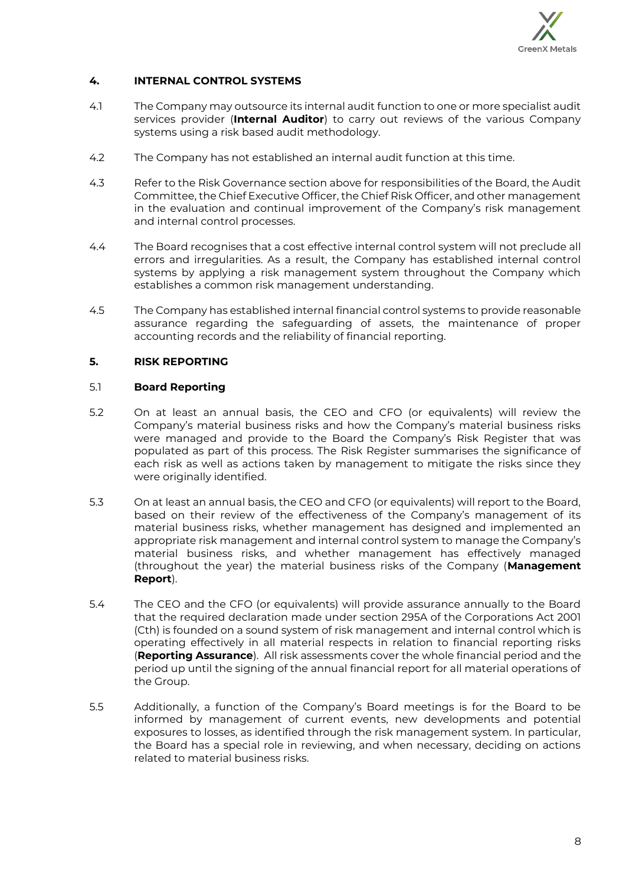## 4. INTERNAL CONTROL SYSTEMS

4.1 The Company may outsource its internal audit function to one or more specialist audit services provider (**Internal Auditor**) to carry out reviews of the various Company systems using a risk based audit methodology.

4.2 The Company has not established an internal audit function at this time.

4.3 Refer to the Risk Governance section above for responsibilities of the Board, the Audit Committee, the Chief Executive Officer, the Chief Risk Officer, and other management in the evaluation and continual improvement of the Company's risk management and internal control processes.

4.4 The Board recognises that a cost effective internal control system will not preclude all errors and irregularities. As a result, the Company has established internal control systems by applying a risk management system throughout the Company which establishes a common risk management understanding.

4.5 The Company has established internal financial control systems to provide reasonable assurance regarding the safeguarding of assets, the maintenance of proper accounting records and the reliability of financial reporting.

## 5. RISK REPORTING

### 5.1 Board Reporting

5.2 On at least an annual basis, the CEO and CFO (or equivalents) will review the Company's material business risks and how the Company's material business risks were managed and provide to the Board the Company's Risk Register that was populated as part of this process. The Risk Register summarises the significance of each risk as well as actions taken by management to mitigate the risks since they were originally identified.

5.3 On at least an annual basis, the CEO and CFO (or equivalents) will report to the Board, based on their review of the effectiveness of the Company's management of its material business risks, whether management has designed and implemented an appropriate risk management and internal control system to manage the Company's material business risks, and whether management has effectively managed (throughout the year) the material business risks of the Company (**Management Report**).

5.4 The CEO and the CFO (or equivalents) will provide assurance annually to the Board that the required declaration made under section 295A of the Corporations Act 2001 (Cth) is founded on a sound system of risk management and internal control which is operating effectively in all material respects in relation to financial reporting risks (**Reporting Assurance**). All risk assessments cover the whole financial period and the period up until the signing of the annual financial report for all material operations of the Group.

5.5 Additionally, a function of the Company's Board meetings is for the Board to be informed by management of current events, new developments and potential exposures to losses, as identified through the risk management system. In particular, the Board has a special role in reviewing, and when necessary, deciding on actions related to material business risks.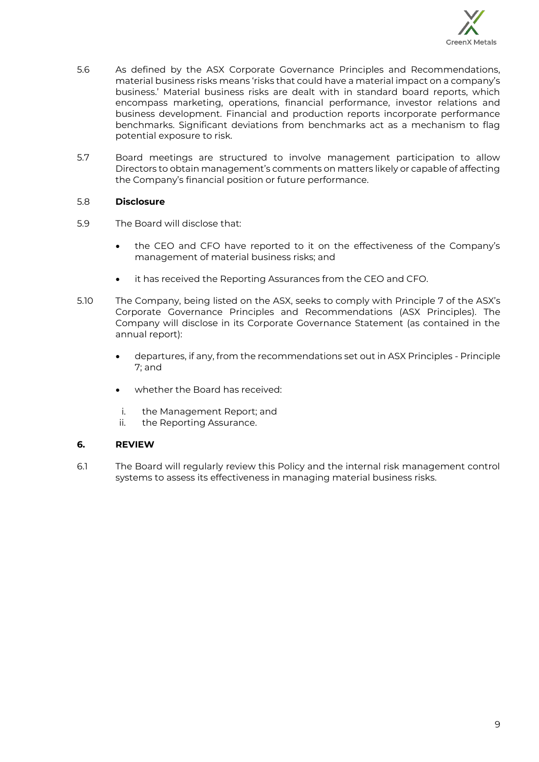5.6 As defined by the ASX Corporate Governance Principles and Recommendations, material business risks means 'risks that could have a material impact on a company's business.' Material business risks are dealt with in standard board reports, which encompass marketing, operations, financial performance, investor relations and business development. Financial and production reports incorporate performance benchmarks. Significant deviations from benchmarks act as a mechanism to flag potential exposure to risk.

5.7 Board meetings are structured to involve management participation to allow Directors to obtain management's comments on matters likely or capable of affecting the Company's financial position or future performance.

5.8 **Disclosure**

5.9 The Board will disclose that:

- the CEO and CFO have reported to it on the effectiveness of the Company's management of material business risks; and
- it has received the Reporting Assurances from the CEO and CFO.

5.10 The Company, being listed on the ASX, seeks to comply with Principle 7 of the ASX's Corporate Governance Principles and Recommendations (ASX Principles). The Company will disclose in its Corporate Governance Statement (as contained in the annual report):

- departures, if any, from the recommendations set out in ASX Principles - Principle 7; and
- whether the Board has received:
  1. the Management Report; and
  2. the Reporting Assurance.

## 6. REVIEW

6.1 The Board will regularly review this Policy and the internal risk management control systems to assess its effectiveness in managing material business risks.